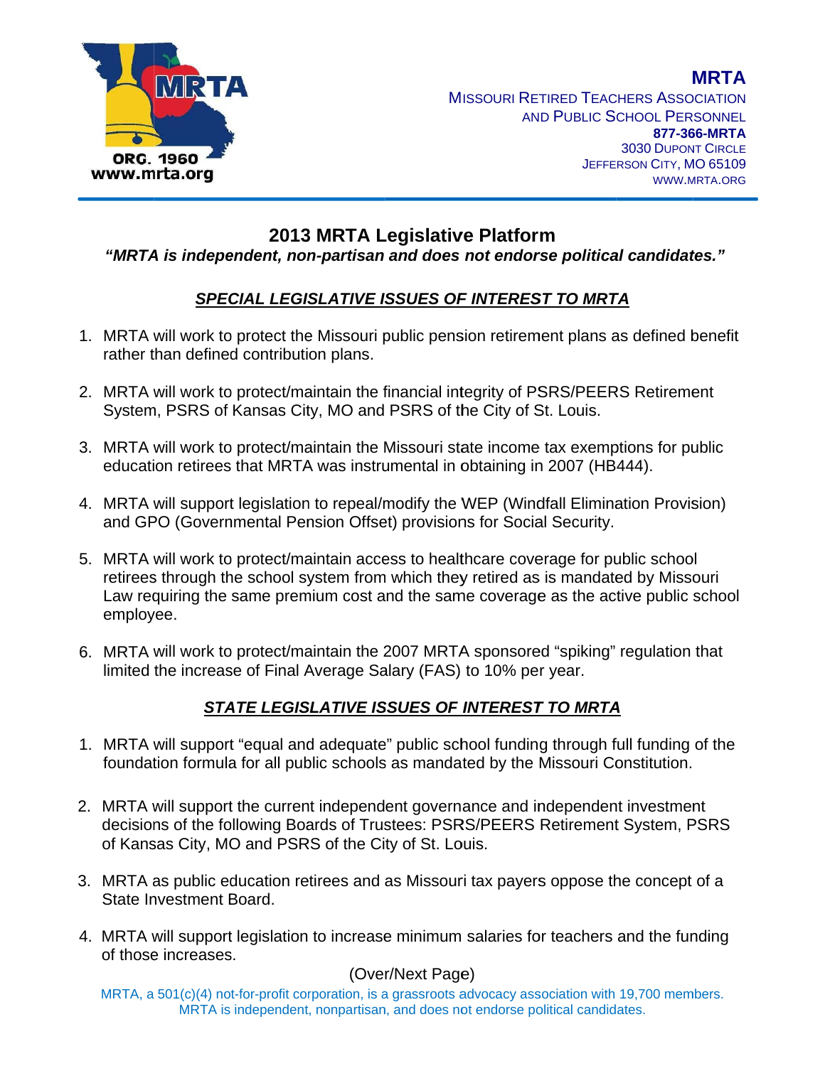**MRTA**
MISSOURI RETIRED TEACHERS ASSOCIATION
AND PUBLIC SCHOOL PERSONNEL
**877-366-MRTA**
3030 DUPONT CIRCLE
JEFFERSON CITY, MO 65109
WWW.MRTA.ORG

# 2013 MRTA Legislative Platform

***"MRTA is independent, non-partisan and does not endorse political candidates."***

## ***SPECIAL LEGISLATIVE ISSUES OF INTEREST TO MRTA***

1. MRTA will work to protect the Missouri public pension retirement plans as defined benefit rather than defined contribution plans.

2. MRTA will work to protect/maintain the financial integrity of PSRS/PEERS Retirement System, PSRS of Kansas City, MO and PSRS of the City of St. Louis.

3. MRTA will work to protect/maintain the Missouri state income tax exemptions for public education retirees that MRTA was instrumental in obtaining in 2007 (HB444).

4. MRTA will support legislation to repeal/modify the WEP (Windfall Elimination Provision) and GPO (Governmental Pension Offset) provisions for Social Security.

5. MRTA will work to protect/maintain access to healthcare coverage for public school retirees through the school system from which they retired as is mandated by Missouri Law requiring the same premium cost and the same coverage as the active public school employee.

6. MRTA will work to protect/maintain the 2007 MRTA sponsored "spiking" regulation that limited the increase of Final Average Salary (FAS) to 10% per year.

## ***STATE LEGISLATIVE ISSUES OF INTEREST TO MRTA***

1. MRTA will support "equal and adequate" public school funding through full funding of the foundation formula for all public schools as mandated by the Missouri Constitution.

2. MRTA will support the current independent governance and independent investment decisions of the following Boards of Trustees: PSRS/PEERS Retirement System, PSRS of Kansas City, MO and PSRS of the City of St. Louis.

3. MRTA as public education retirees and as Missouri tax payers oppose the concept of a State Investment Board.

4. MRTA will support legislation to increase minimum salaries for teachers and the funding of those increases.

(Over/Next Page)

MRTA, a 501(c)(4) not-for-profit corporation, is a grassroots advocacy association with 19,700 members. MRTA is independent, nonpartisan, and does not endorse political candidates.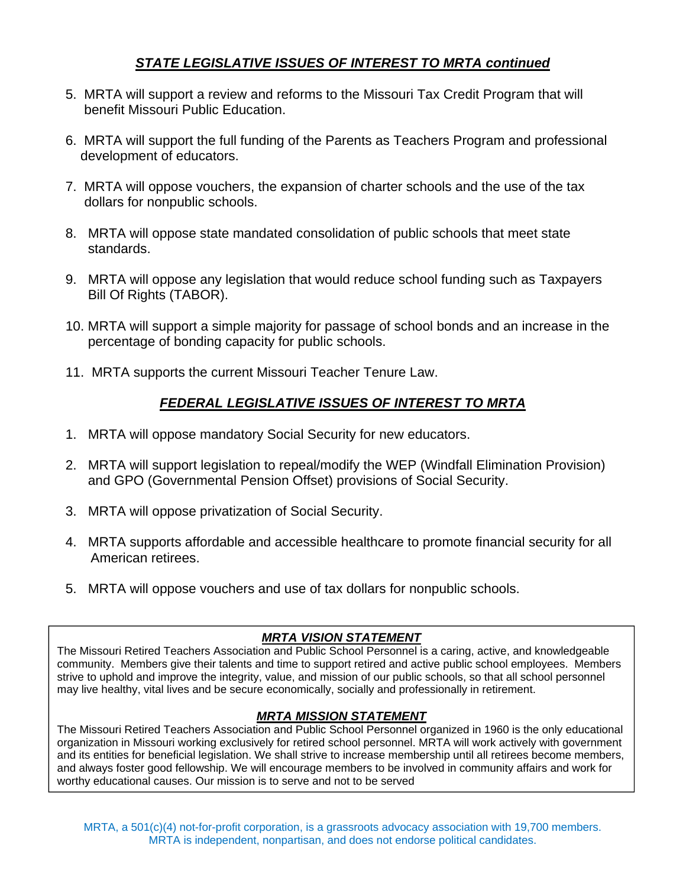## ***STATE LEGISLATIVE ISSUES OF INTEREST TO MRTA continued***

5. MRTA will support a review and reforms to the Missouri Tax Credit Program that will benefit Missouri Public Education.
6. MRTA will support the full funding of the Parents as Teachers Program and professional development of educators.
7. MRTA will oppose vouchers, the expansion of charter schools and the use of the tax dollars for nonpublic schools.
8. MRTA will oppose state mandated consolidation of public schools that meet state standards.
9. MRTA will oppose any legislation that would reduce school funding such as Taxpayers Bill Of Rights (TABOR).
10. MRTA will support a simple majority for passage of school bonds and an increase in the percentage of bonding capacity for public schools.
11. MRTA supports the current Missouri Teacher Tenure Law.

## ***FEDERAL LEGISLATIVE ISSUES OF INTEREST TO MRTA***

1. MRTA will oppose mandatory Social Security for new educators.
2. MRTA will support legislation to repeal/modify the WEP (Windfall Elimination Provision) and GPO (Governmental Pension Offset) provisions of Social Security.
3. MRTA will oppose privatization of Social Security.
4. MRTA supports affordable and accessible healthcare to promote financial security for all American retirees.
5. MRTA will oppose vouchers and use of tax dollars for nonpublic schools.

### ***MRTA VISION STATEMENT***

The Missouri Retired Teachers Association and Public School Personnel is a caring, active, and knowledgeable community. Members give their talents and time to support retired and active public school employees. Members strive to uphold and improve the integrity, value, and mission of our public schools, so that all school personnel may live healthy, vital lives and be secure economically, socially and professionally in retirement.

### ***MRTA MISSION STATEMENT***

The Missouri Retired Teachers Association and Public School Personnel organized in 1960 is the only educational organization in Missouri working exclusively for retired school personnel. MRTA will work actively with government and its entities for beneficial legislation. We shall strive to increase membership until all retirees become members, and always foster good fellowship. We will encourage members to be involved in community affairs and work for worthy educational causes. Our mission is to serve and not to be served

MRTA, a 501(c)(4) not-for-profit corporation, is a grassroots advocacy association with 19,700 members.
MRTA is independent, nonpartisan, and does not endorse political candidates.